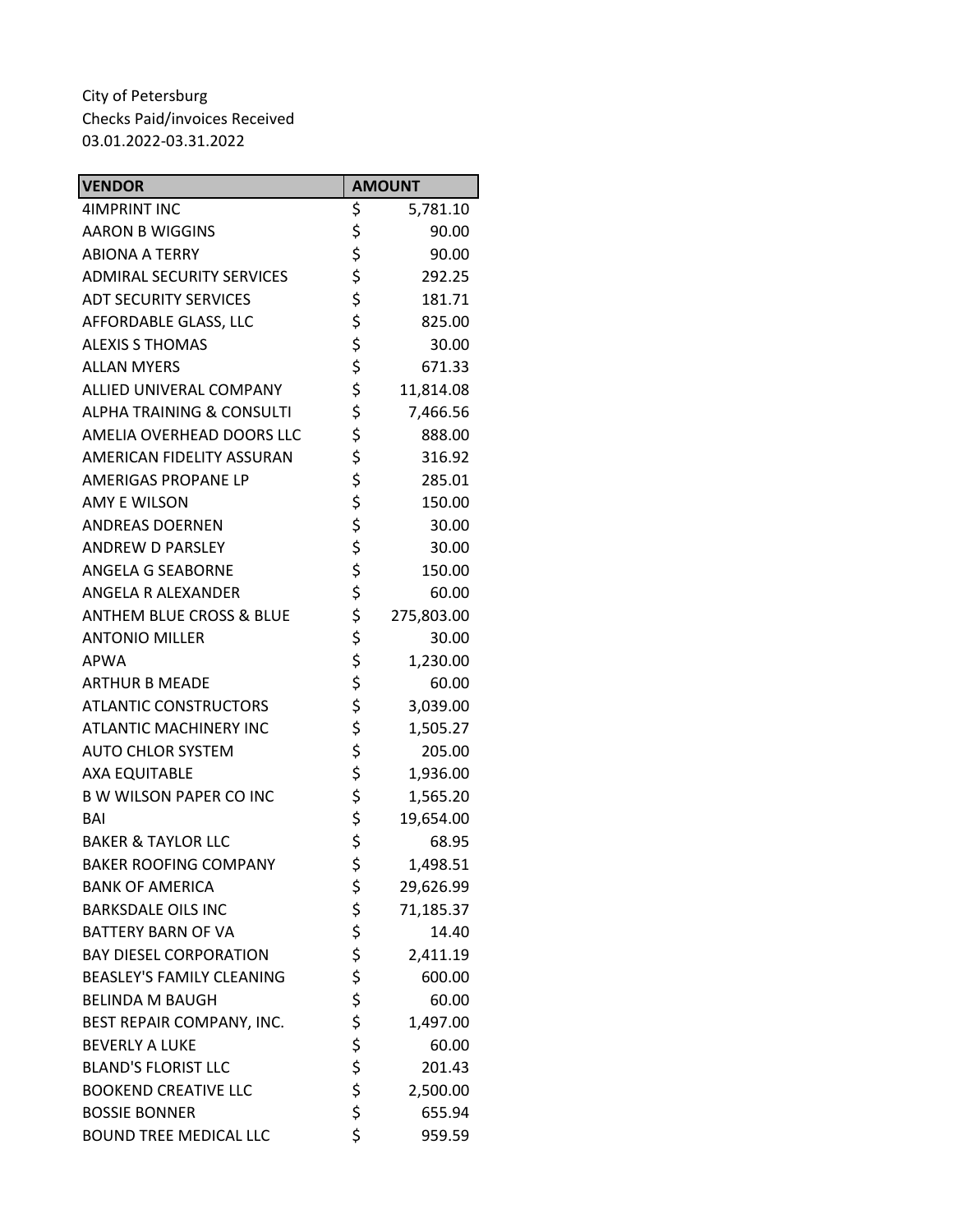City of Petersburg
Checks Paid/invoices Received
03.01.2022-03.31.2022

| VENDOR | AMOUNT |
|---|---|
| 4IMPRINT INC | $ 5,781.10 |
| AARON B WIGGINS | $ 90.00 |
| ABIONA A TERRY | $ 90.00 |
| ADMIRAL SECURITY SERVICES | $ 292.25 |
| ADT SECURITY SERVICES | $ 181.71 |
| AFFORDABLE GLASS, LLC | $ 825.00 |
| ALEXIS S THOMAS | $ 30.00 |
| ALLAN MYERS | $ 671.33 |
| ALLIED UNIVERAL COMPANY | $ 11,814.08 |
| ALPHA TRAINING & CONSULTI | $ 7,466.56 |
| AMELIA OVERHEAD DOORS LLC | $ 888.00 |
| AMERICAN FIDELITY ASSURAN | $ 316.92 |
| AMERIGAS PROPANE LP | $ 285.01 |
| AMY E WILSON | $ 150.00 |
| ANDREAS DOERNEN | $ 30.00 |
| ANDREW D PARSLEY | $ 30.00 |
| ANGELA G SEABORNE | $ 150.00 |
| ANGELA R ALEXANDER | $ 60.00 |
| ANTHEM BLUE CROSS & BLUE | $ 275,803.00 |
| ANTONIO MILLER | $ 30.00 |
| APWA | $ 1,230.00 |
| ARTHUR B MEADE | $ 60.00 |
| ATLANTIC CONSTRUCTORS | $ 3,039.00 |
| ATLANTIC MACHINERY INC | $ 1,505.27 |
| AUTO CHLOR SYSTEM | $ 205.00 |
| AXA EQUITABLE | $ 1,936.00 |
| B W WILSON PAPER CO INC | $ 1,565.20 |
| BAI | $ 19,654.00 |
| BAKER & TAYLOR LLC | $ 68.95 |
| BAKER ROOFING COMPANY | $ 1,498.51 |
| BANK OF AMERICA | $ 29,626.99 |
| BARKSDALE OILS INC | $ 71,185.37 |
| BATTERY BARN OF VA | $ 14.40 |
| BAY DIESEL CORPORATION | $ 2,411.19 |
| BEASLEY'S FAMILY CLEANING | $ 600.00 |
| BELINDA M BAUGH | $ 60.00 |
| BEST REPAIR COMPANY, INC. | $ 1,497.00 |
| BEVERLY A LUKE | $ 60.00 |
| BLAND'S FLORIST LLC | $ 201.43 |
| BOOKEND CREATIVE LLC | $ 2,500.00 |
| BOSSIE BONNER | $ 655.94 |
| BOUND TREE MEDICAL LLC | $ 959.59 |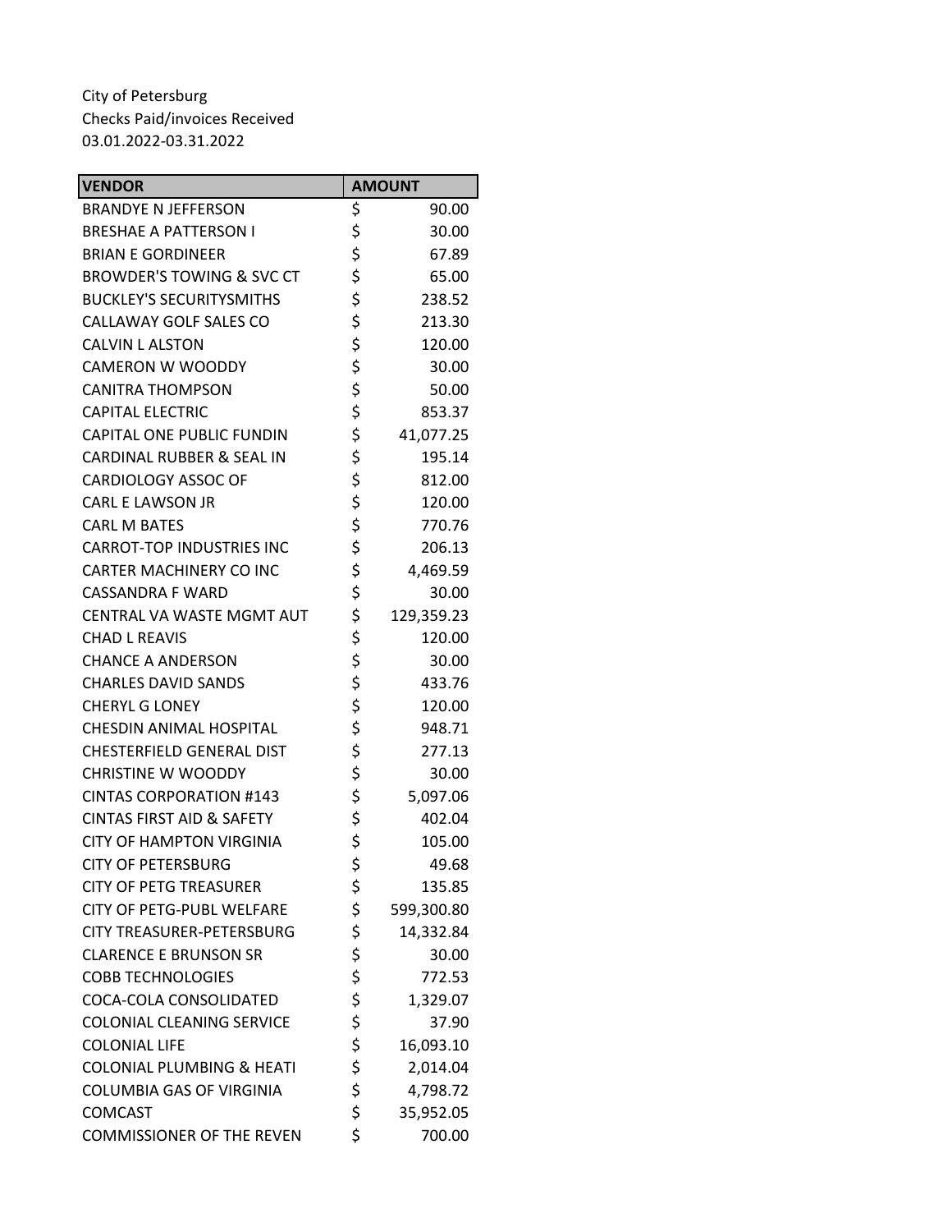City of Petersburg
Checks Paid/invoices Received
03.01.2022-03.31.2022

| VENDOR | AMOUNT |
|---|---|
| BRANDYE N JEFFERSON | $ 90.00 |
| BRESHAE A PATTERSON I | $ 30.00 |
| BRIAN E GORDINEER | $ 67.89 |
| BROWDER'S TOWING & SVC CT | $ 65.00 |
| BUCKLEY'S SECURITYSMITHS | $ 238.52 |
| CALLAWAY GOLF SALES CO | $ 213.30 |
| CALVIN L ALSTON | $ 120.00 |
| CAMERON W WOODDY | $ 30.00 |
| CANITRA THOMPSON | $ 50.00 |
| CAPITAL ELECTRIC | $ 853.37 |
| CAPITAL ONE PUBLIC FUNDIN | $ 41,077.25 |
| CARDINAL RUBBER & SEAL IN | $ 195.14 |
| CARDIOLOGY ASSOC OF | $ 812.00 |
| CARL E LAWSON JR | $ 120.00 |
| CARL M BATES | $ 770.76 |
| CARROT-TOP INDUSTRIES INC | $ 206.13 |
| CARTER MACHINERY CO INC | $ 4,469.59 |
| CASSANDRA F WARD | $ 30.00 |
| CENTRAL VA WASTE MGMT AUT | $ 129,359.23 |
| CHAD L REAVIS | $ 120.00 |
| CHANCE A ANDERSON | $ 30.00 |
| CHARLES DAVID SANDS | $ 433.76 |
| CHERYL G LONEY | $ 120.00 |
| CHESDIN ANIMAL HOSPITAL | $ 948.71 |
| CHESTERFIELD GENERAL DIST | $ 277.13 |
| CHRISTINE W WOODDY | $ 30.00 |
| CINTAS CORPORATION #143 | $ 5,097.06 |
| CINTAS FIRST AID & SAFETY | $ 402.04 |
| CITY OF HAMPTON VIRGINIA | $ 105.00 |
| CITY OF PETERSBURG | $ 49.68 |
| CITY OF PETG TREASURER | $ 135.85 |
| CITY OF PETG-PUBL WELFARE | $ 599,300.80 |
| CITY TREASURER-PETERSBURG | $ 14,332.84 |
| CLARENCE E BRUNSON SR | $ 30.00 |
| COBB TECHNOLOGIES | $ 772.53 |
| COCA-COLA CONSOLIDATED | $ 1,329.07 |
| COLONIAL CLEANING SERVICE | $ 37.90 |
| COLONIAL LIFE | $ 16,093.10 |
| COLONIAL PLUMBING & HEATI | $ 2,014.04 |
| COLUMBIA GAS OF VIRGINIA | $ 4,798.72 |
| COMCAST | $ 35,952.05 |
| COMMISSIONER OF THE REVEN | $ 700.00 |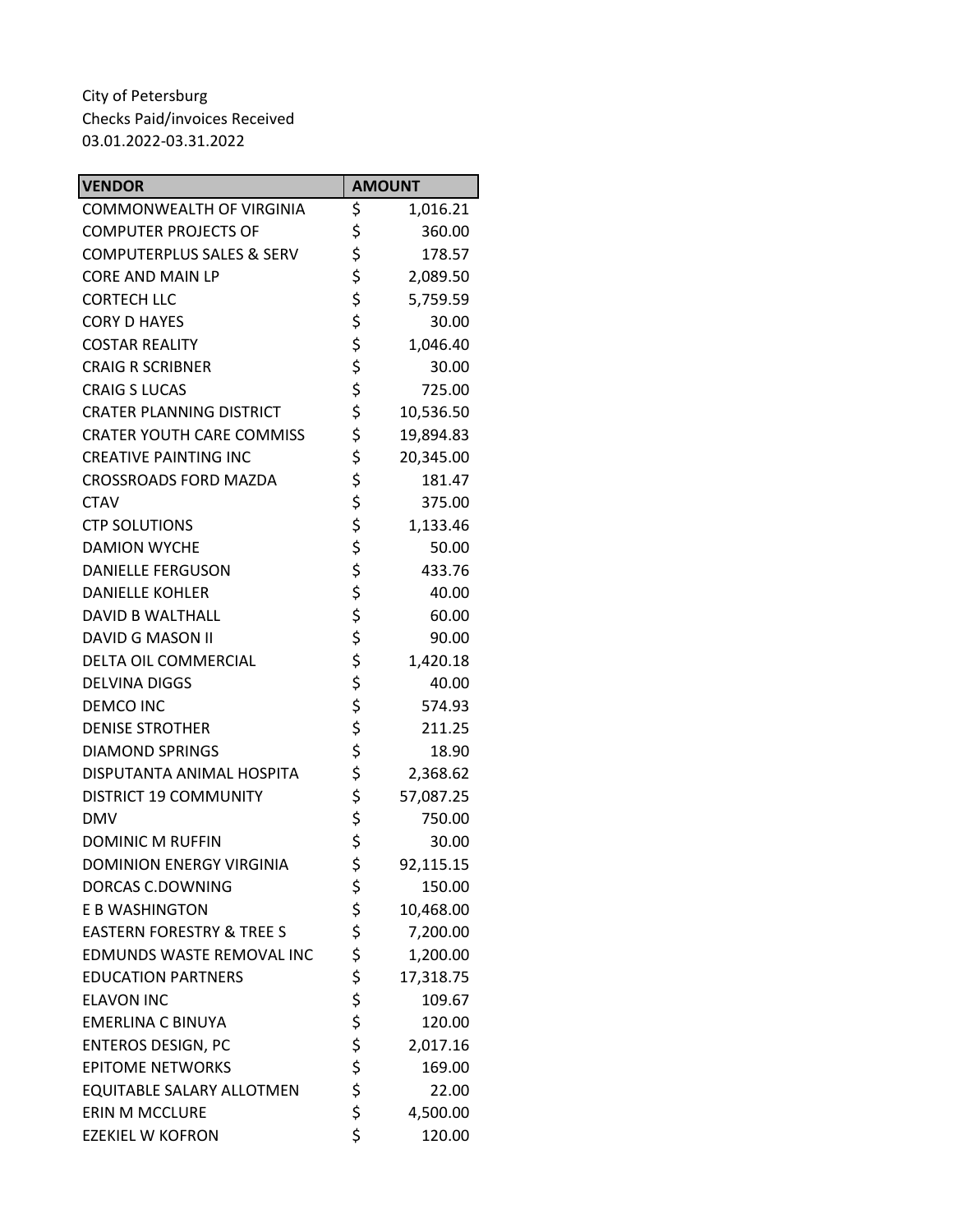City of Petersburg
Checks Paid/invoices Received
03.01.2022-03.31.2022

| VENDOR | AMOUNT |
|---|---|
| COMMONWEALTH OF VIRGINIA | $ 1,016.21 |
| COMPUTER PROJECTS OF | $ 360.00 |
| COMPUTERPLUS SALES & SERV | $ 178.57 |
| CORE AND MAIN LP | $ 2,089.50 |
| CORTECH LLC | $ 5,759.59 |
| CORY D HAYES | $ 30.00 |
| COSTAR REALITY | $ 1,046.40 |
| CRAIG R SCRIBNER | $ 30.00 |
| CRAIG S LUCAS | $ 725.00 |
| CRATER PLANNING DISTRICT | $ 10,536.50 |
| CRATER YOUTH CARE COMMISS | $ 19,894.83 |
| CREATIVE PAINTING INC | $ 20,345.00 |
| CROSSROADS FORD MAZDA | $ 181.47 |
| CTAV | $ 375.00 |
| CTP SOLUTIONS | $ 1,133.46 |
| DAMION WYCHE | $ 50.00 |
| DANIELLE FERGUSON | $ 433.76 |
| DANIELLE KOHLER | $ 40.00 |
| DAVID B WALTHALL | $ 60.00 |
| DAVID G MASON II | $ 90.00 |
| DELTA OIL COMMERCIAL | $ 1,420.18 |
| DELVINA DIGGS | $ 40.00 |
| DEMCO INC | $ 574.93 |
| DENISE STROTHER | $ 211.25 |
| DIAMOND SPRINGS | $ 18.90 |
| DISPUTANTA ANIMAL HOSPITA | $ 2,368.62 |
| DISTRICT 19 COMMUNITY | $ 57,087.25 |
| DMV | $ 750.00 |
| DOMINIC M RUFFIN | $ 30.00 |
| DOMINION ENERGY VIRGINIA | $ 92,115.15 |
| DORCAS C.DOWNING | $ 150.00 |
| E B WASHINGTON | $ 10,468.00 |
| EASTERN FORESTRY & TREE S | $ 7,200.00 |
| EDMUNDS WASTE REMOVAL INC | $ 1,200.00 |
| EDUCATION PARTNERS | $ 17,318.75 |
| ELAVON INC | $ 109.67 |
| EMERLINA C BINUYA | $ 120.00 |
| ENTEROS DESIGN, PC | $ 2,017.16 |
| EPITOME NETWORKS | $ 169.00 |
| EQUITABLE SALARY ALLOTMEN | $ 22.00 |
| ERIN M MCCLURE | $ 4,500.00 |
| EZEKIEL W KOFRON | $ 120.00 |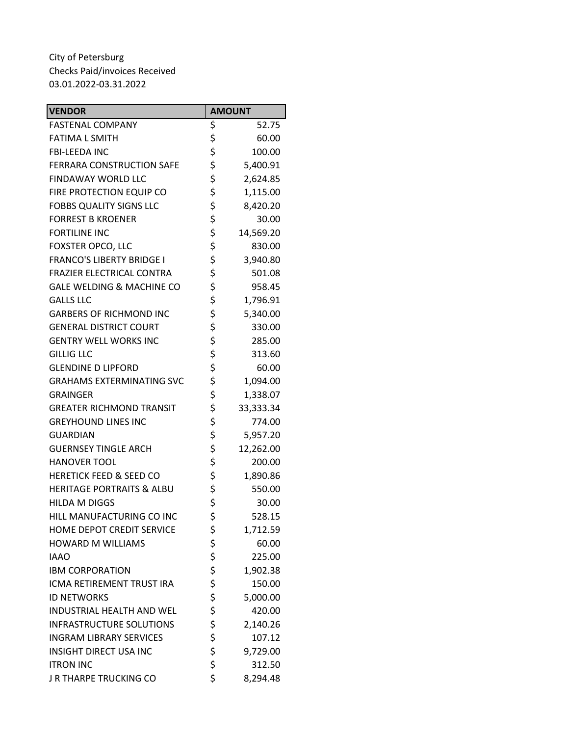City of Petersburg
Checks Paid/invoices Received
03.01.2022-03.31.2022

| VENDOR | AMOUNT |
|---|---|
| FASTENAL COMPANY | $ 52.75 |
| FATIMA L SMITH | $ 60.00 |
| FBI-LEEDA INC | $ 100.00 |
| FERRARA CONSTRUCTION SAFE | $ 5,400.91 |
| FINDAWAY WORLD LLC | $ 2,624.85 |
| FIRE PROTECTION EQUIP CO | $ 1,115.00 |
| FOBBS QUALITY SIGNS LLC | $ 8,420.20 |
| FORREST B KROENER | $ 30.00 |
| FORTILINE INC | $ 14,569.20 |
| FOXSTER OPCO, LLC | $ 830.00 |
| FRANCO'S LIBERTY BRIDGE I | $ 3,940.80 |
| FRAZIER ELECTRICAL CONTRA | $ 501.08 |
| GALE WELDING & MACHINE CO | $ 958.45 |
| GALLS LLC | $ 1,796.91 |
| GARBERS OF RICHMOND INC | $ 5,340.00 |
| GENERAL DISTRICT COURT | $ 330.00 |
| GENTRY WELL WORKS INC | $ 285.00 |
| GILLIG LLC | $ 313.60 |
| GLENDINE D LIPFORD | $ 60.00 |
| GRAHAMS EXTERMINATING SVC | $ 1,094.00 |
| GRAINGER | $ 1,338.07 |
| GREATER RICHMOND TRANSIT | $ 33,333.34 |
| GREYHOUND LINES INC | $ 774.00 |
| GUARDIAN | $ 5,957.20 |
| GUERNSEY TINGLE ARCH | $ 12,262.00 |
| HANOVER TOOL | $ 200.00 |
| HERETICK FEED & SEED CO | $ 1,890.86 |
| HERITAGE PORTRAITS & ALBU | $ 550.00 |
| HILDA M DIGGS | $ 30.00 |
| HILL MANUFACTURING CO INC | $ 528.15 |
| HOME DEPOT CREDIT SERVICE | $ 1,712.59 |
| HOWARD M WILLIAMS | $ 60.00 |
| IAAO | $ 225.00 |
| IBM CORPORATION | $ 1,902.38 |
| ICMA RETIREMENT TRUST IRA | $ 150.00 |
| ID NETWORKS | $ 5,000.00 |
| INDUSTRIAL HEALTH AND WEL | $ 420.00 |
| INFRASTRUCTURE SOLUTIONS | $ 2,140.26 |
| INGRAM LIBRARY SERVICES | $ 107.12 |
| INSIGHT DIRECT USA INC | $ 9,729.00 |
| ITRON INC | $ 312.50 |
| J R THARPE TRUCKING CO | $ 8,294.48 |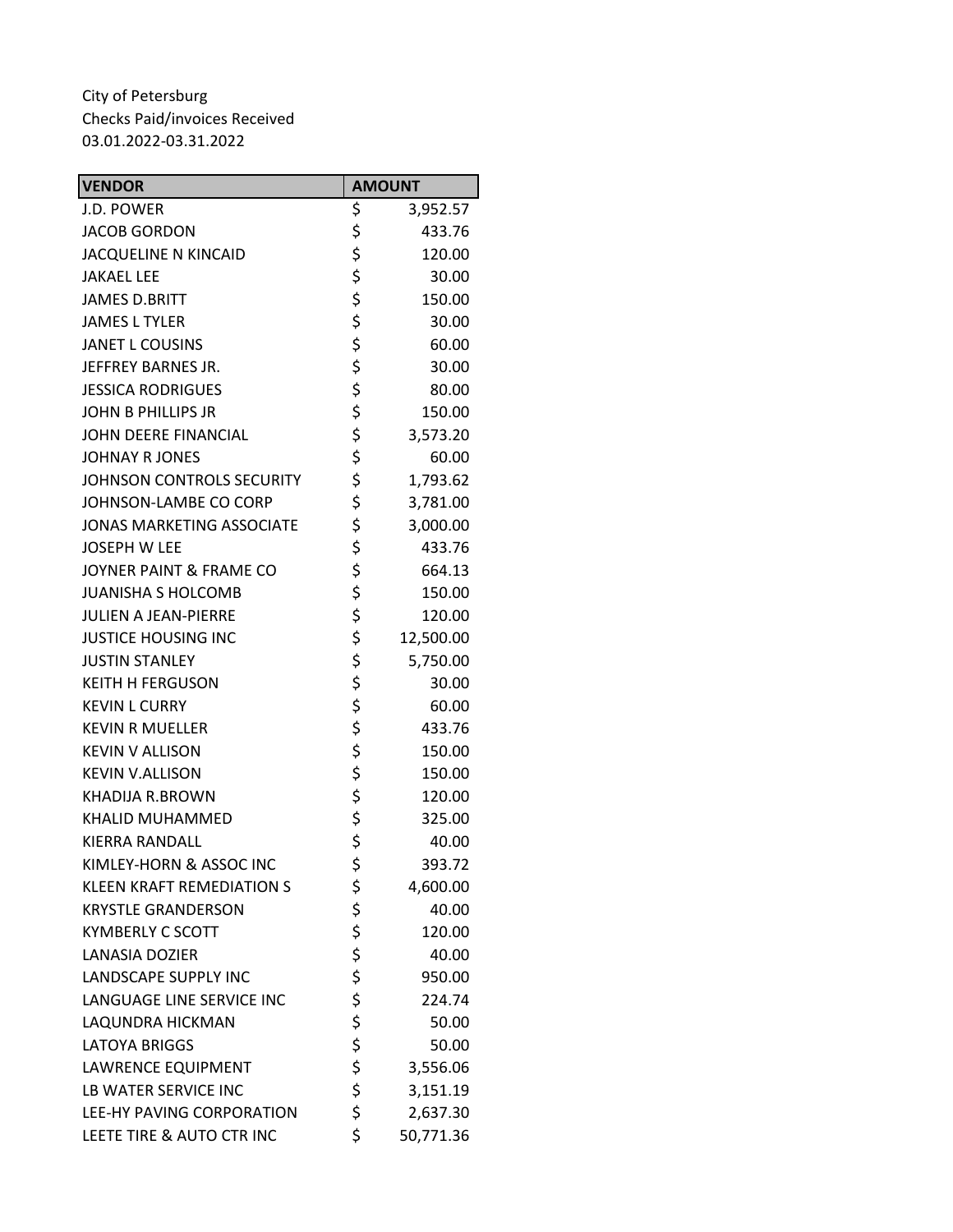City of Petersburg
Checks Paid/invoices Received
03.01.2022-03.31.2022

| VENDOR | AMOUNT |
|---|---|
| J.D. POWER | $ 3,952.57 |
| JACOB GORDON | $ 433.76 |
| JACQUELINE N KINCAID | $ 120.00 |
| JAKAEL LEE | $ 30.00 |
| JAMES D.BRITT | $ 150.00 |
| JAMES L TYLER | $ 30.00 |
| JANET L COUSINS | $ 60.00 |
| JEFFREY BARNES JR. | $ 30.00 |
| JESSICA RODRIGUES | $ 80.00 |
| JOHN B PHILLIPS JR | $ 150.00 |
| JOHN DEERE FINANCIAL | $ 3,573.20 |
| JOHNAY R JONES | $ 60.00 |
| JOHNSON CONTROLS SECURITY | $ 1,793.62 |
| JOHNSON-LAMBE CO CORP | $ 3,781.00 |
| JONAS MARKETING ASSOCIATE | $ 3,000.00 |
| JOSEPH W LEE | $ 433.76 |
| JOYNER PAINT & FRAME CO | $ 664.13 |
| JUANISHA S HOLCOMB | $ 150.00 |
| JULIEN A JEAN-PIERRE | $ 120.00 |
| JUSTICE HOUSING INC | $ 12,500.00 |
| JUSTIN STANLEY | $ 5,750.00 |
| KEITH H FERGUSON | $ 30.00 |
| KEVIN L CURRY | $ 60.00 |
| KEVIN R MUELLER | $ 433.76 |
| KEVIN V ALLISON | $ 150.00 |
| KEVIN V.ALLISON | $ 150.00 |
| KHADIJA R.BROWN | $ 120.00 |
| KHALID MUHAMMED | $ 325.00 |
| KIERRA RANDALL | $ 40.00 |
| KIMLEY-HORN & ASSOC INC | $ 393.72 |
| KLEEN KRAFT REMEDIATION S | $ 4,600.00 |
| KRYSTLE GRANDERSON | $ 40.00 |
| KYMBERLY C SCOTT | $ 120.00 |
| LANASIA DOZIER | $ 40.00 |
| LANDSCAPE SUPPLY INC | $ 950.00 |
| LANGUAGE LINE SERVICE INC | $ 224.74 |
| LAQUNDRA HICKMAN | $ 50.00 |
| LATOYA BRIGGS | $ 50.00 |
| LAWRENCE EQUIPMENT | $ 3,556.06 |
| LB WATER SERVICE INC | $ 3,151.19 |
| LEE-HY PAVING CORPORATION | $ 2,637.30 |
| LEETE TIRE & AUTO CTR INC | $ 50,771.36 |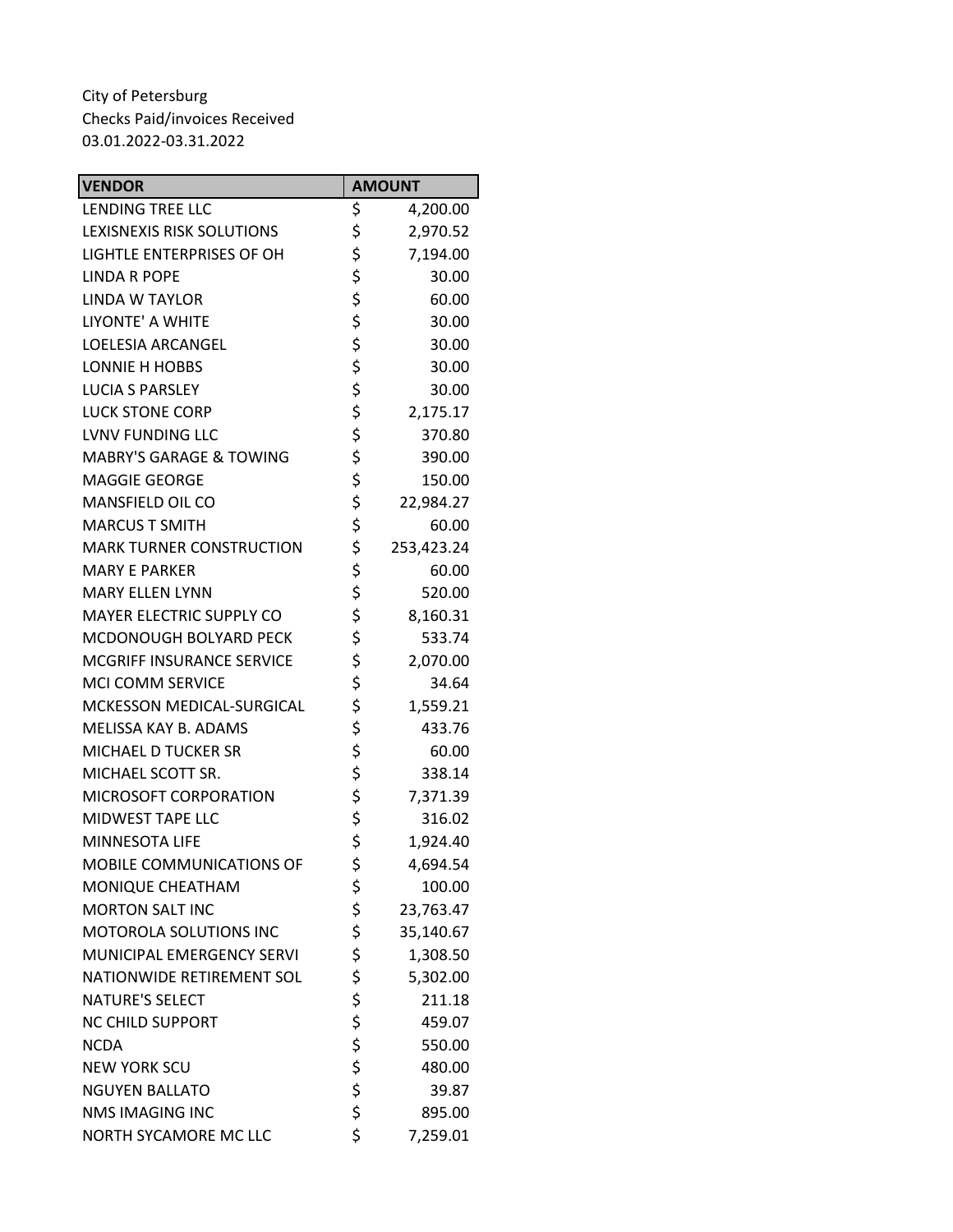City of Petersburg
Checks Paid/invoices Received
03.01.2022-03.31.2022

| VENDOR | AMOUNT |
|---|---|
| LENDING TREE LLC | $ 4,200.00 |
| LEXISNEXIS RISK SOLUTIONS | $ 2,970.52 |
| LIGHTLE ENTERPRISES OF OH | $ 7,194.00 |
| LINDA R POPE | $ 30.00 |
| LINDA W TAYLOR | $ 60.00 |
| LIYONTE' A WHITE | $ 30.00 |
| LOELESIA ARCANGEL | $ 30.00 |
| LONNIE H HOBBS | $ 30.00 |
| LUCIA S PARSLEY | $ 30.00 |
| LUCK STONE CORP | $ 2,175.17 |
| LVNV FUNDING LLC | $ 370.80 |
| MABRY'S GARAGE & TOWING | $ 390.00 |
| MAGGIE GEORGE | $ 150.00 |
| MANSFIELD OIL CO | $ 22,984.27 |
| MARCUS T SMITH | $ 60.00 |
| MARK TURNER CONSTRUCTION | $ 253,423.24 |
| MARY E PARKER | $ 60.00 |
| MARY ELLEN LYNN | $ 520.00 |
| MAYER ELECTRIC SUPPLY CO | $ 8,160.31 |
| MCDONOUGH BOLYARD PECK | $ 533.74 |
| MCGRIFF INSURANCE SERVICE | $ 2,070.00 |
| MCI COMM SERVICE | $ 34.64 |
| MCKESSON MEDICAL-SURGICAL | $ 1,559.21 |
| MELISSA KAY B. ADAMS | $ 433.76 |
| MICHAEL D TUCKER SR | $ 60.00 |
| MICHAEL SCOTT SR. | $ 338.14 |
| MICROSOFT CORPORATION | $ 7,371.39 |
| MIDWEST TAPE LLC | $ 316.02 |
| MINNESOTA LIFE | $ 1,924.40 |
| MOBILE COMMUNICATIONS OF | $ 4,694.54 |
| MONIQUE CHEATHAM | $ 100.00 |
| MORTON SALT INC | $ 23,763.47 |
| MOTOROLA SOLUTIONS INC | $ 35,140.67 |
| MUNICIPAL EMERGENCY SERVI | $ 1,308.50 |
| NATIONWIDE RETIREMENT SOL | $ 5,302.00 |
| NATURE'S SELECT | $ 211.18 |
| NC CHILD SUPPORT | $ 459.07 |
| NCDA | $ 550.00 |
| NEW YORK SCU | $ 480.00 |
| NGUYEN BALLATO | $ 39.87 |
| NMS IMAGING INC | $ 895.00 |
| NORTH SYCAMORE MC LLC | $ 7,259.01 |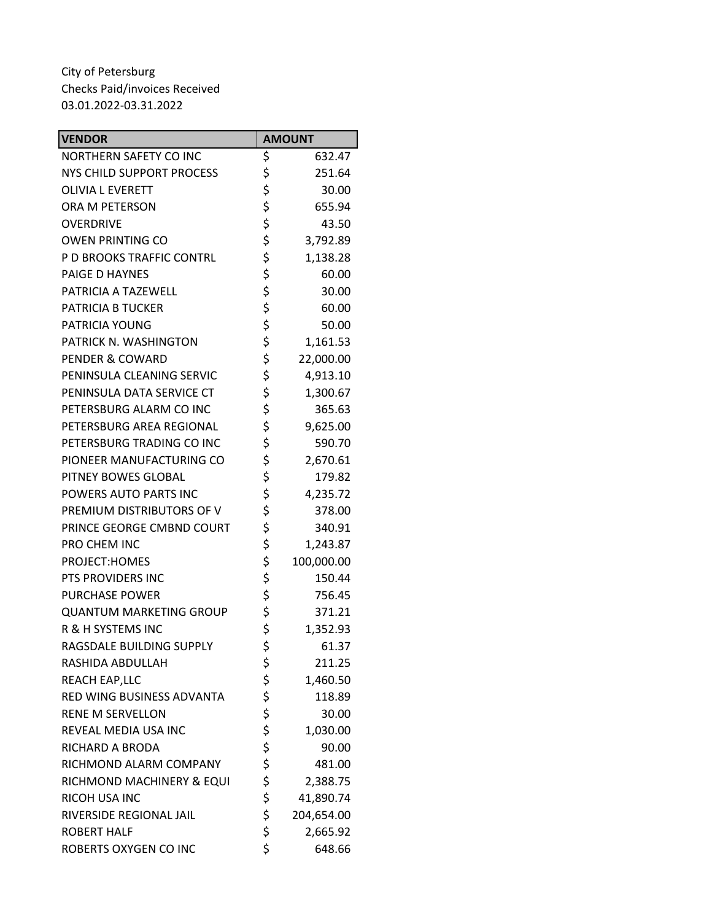City of Petersburg
Checks Paid/invoices Received
03.01.2022-03.31.2022

| VENDOR | AMOUNT |
|---|---|
| NORTHERN SAFETY CO INC | $ 632.47 |
| NYS CHILD SUPPORT PROCESS | $ 251.64 |
| OLIVIA L EVERETT | $ 30.00 |
| ORA M PETERSON | $ 655.94 |
| OVERDRIVE | $ 43.50 |
| OWEN PRINTING CO | $ 3,792.89 |
| P D BROOKS TRAFFIC CONTRL | $ 1,138.28 |
| PAIGE D HAYNES | $ 60.00 |
| PATRICIA A TAZEWELL | $ 30.00 |
| PATRICIA B TUCKER | $ 60.00 |
| PATRICIA YOUNG | $ 50.00 |
| PATRICK N. WASHINGTON | $ 1,161.53 |
| PENDER & COWARD | $ 22,000.00 |
| PENINSULA CLEANING SERVIC | $ 4,913.10 |
| PENINSULA DATA SERVICE CT | $ 1,300.67 |
| PETERSBURG ALARM CO INC | $ 365.63 |
| PETERSBURG AREA REGIONAL | $ 9,625.00 |
| PETERSBURG TRADING CO INC | $ 590.70 |
| PIONEER MANUFACTURING CO | $ 2,670.61 |
| PITNEY BOWES GLOBAL | $ 179.82 |
| POWERS AUTO PARTS INC | $ 4,235.72 |
| PREMIUM DISTRIBUTORS OF V | $ 378.00 |
| PRINCE GEORGE CMBND COURT | $ 340.91 |
| PRO CHEM INC | $ 1,243.87 |
| PROJECT:HOMES | $ 100,000.00 |
| PTS PROVIDERS INC | $ 150.44 |
| PURCHASE POWER | $ 756.45 |
| QUANTUM MARKETING GROUP | $ 371.21 |
| R & H SYSTEMS INC | $ 1,352.93 |
| RAGSDALE BUILDING SUPPLY | $ 61.37 |
| RASHIDA ABDULLAH | $ 211.25 |
| REACH EAP,LLC | $ 1,460.50 |
| RED WING BUSINESS ADVANTA | $ 118.89 |
| RENE M SERVELLON | $ 30.00 |
| REVEAL MEDIA USA INC | $ 1,030.00 |
| RICHARD A BRODA | $ 90.00 |
| RICHMOND ALARM COMPANY | $ 481.00 |
| RICHMOND MACHINERY & EQUI | $ 2,388.75 |
| RICOH USA INC | $ 41,890.74 |
| RIVERSIDE REGIONAL JAIL | $ 204,654.00 |
| ROBERT HALF | $ 2,665.92 |
| ROBERTS OXYGEN CO INC | $ 648.66 |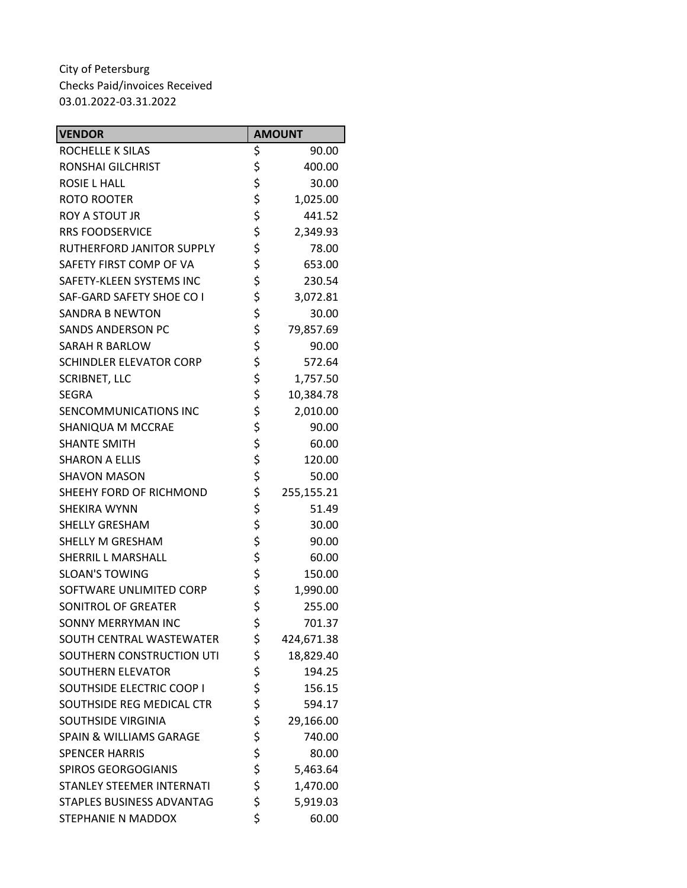City of Petersburg
Checks Paid/invoices Received
03.01.2022-03.31.2022

| VENDOR | AMOUNT |
|---|---|
| ROCHELLE K SILAS | $ 90.00 |
| RONSHAI GILCHRIST | $ 400.00 |
| ROSIE L HALL | $ 30.00 |
| ROTO ROOTER | $ 1,025.00 |
| ROY A STOUT JR | $ 441.52 |
| RRS FOODSERVICE | $ 2,349.93 |
| RUTHERFORD JANITOR SUPPLY | $ 78.00 |
| SAFETY FIRST COMP OF VA | $ 653.00 |
| SAFETY-KLEEN SYSTEMS INC | $ 230.54 |
| SAF-GARD SAFETY SHOE CO I | $ 3,072.81 |
| SANDRA B NEWTON | $ 30.00 |
| SANDS ANDERSON PC | $ 79,857.69 |
| SARAH R BARLOW | $ 90.00 |
| SCHINDLER ELEVATOR CORP | $ 572.64 |
| SCRIBNET, LLC | $ 1,757.50 |
| SEGRA | $ 10,384.78 |
| SENCOMMUNICATIONS INC | $ 2,010.00 |
| SHANIQUA M MCCRAE | $ 90.00 |
| SHANTE SMITH | $ 60.00 |
| SHARON A ELLIS | $ 120.00 |
| SHAVON MASON | $ 50.00 |
| SHEEHY FORD OF RICHMOND | $ 255,155.21 |
| SHEKIRA WYNN | $ 51.49 |
| SHELLY GRESHAM | $ 30.00 |
| SHELLY M GRESHAM | $ 90.00 |
| SHERRIL L MARSHALL | $ 60.00 |
| SLOAN'S TOWING | $ 150.00 |
| SOFTWARE UNLIMITED CORP | $ 1,990.00 |
| SONITROL OF GREATER | $ 255.00 |
| SONNY MERRYMAN INC | $ 701.37 |
| SOUTH CENTRAL WASTEWATER | $ 424,671.38 |
| SOUTHERN CONSTRUCTION UTI | $ 18,829.40 |
| SOUTHERN ELEVATOR | $ 194.25 |
| SOUTHSIDE ELECTRIC COOP I | $ 156.15 |
| SOUTHSIDE REG MEDICAL CTR | $ 594.17 |
| SOUTHSIDE VIRGINIA | $ 29,166.00 |
| SPAIN & WILLIAMS GARAGE | $ 740.00 |
| SPENCER HARRIS | $ 80.00 |
| SPIROS GEORGOGIANIS | $ 5,463.64 |
| STANLEY STEEMER INTERNATI | $ 1,470.00 |
| STAPLES BUSINESS ADVANTAG | $ 5,919.03 |
| STEPHANIE N MADDOX | $ 60.00 |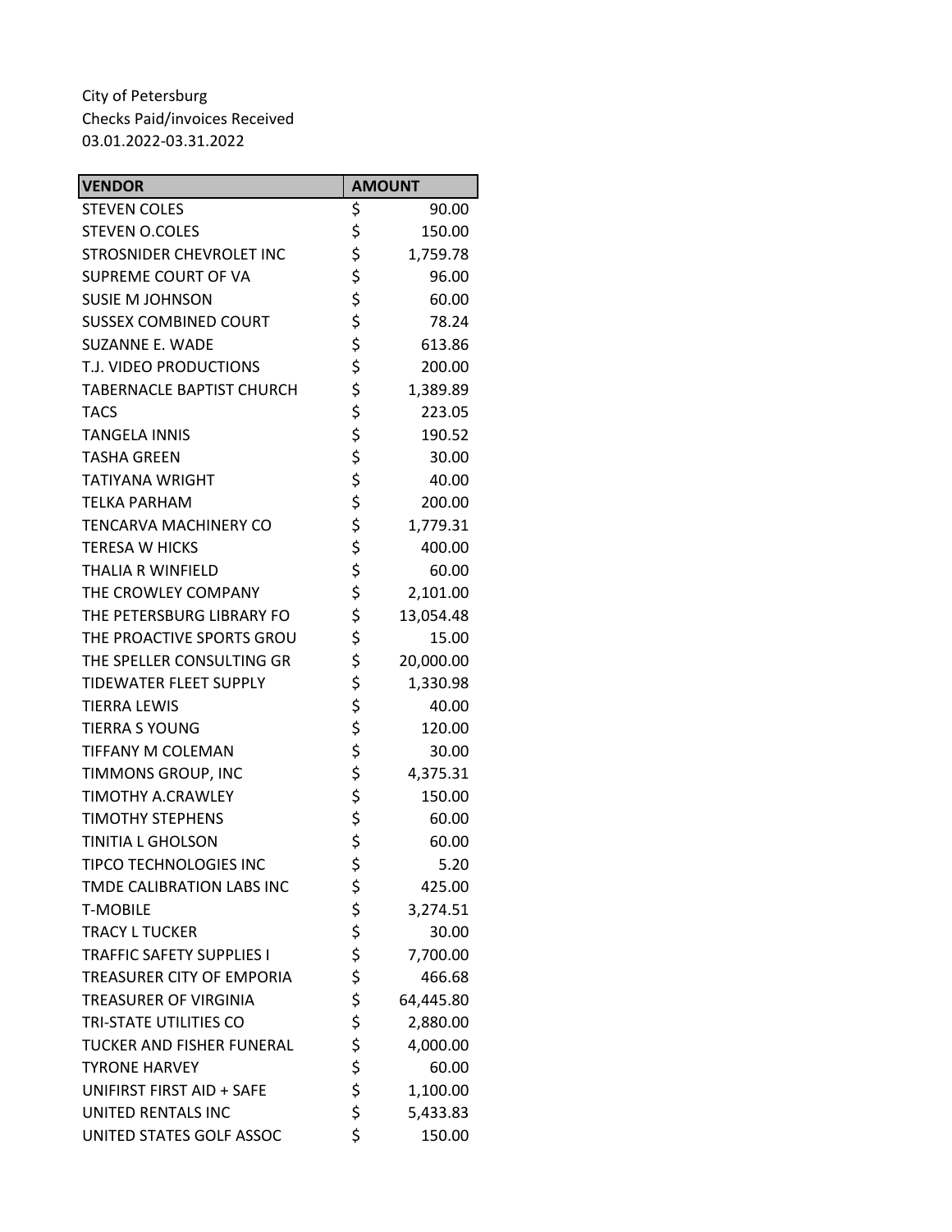City of Petersburg
Checks Paid/invoices Received
03.01.2022-03.31.2022

| VENDOR | AMOUNT |
| --- | --- |
| STEVEN COLES | $ 90.00 |
| STEVEN O.COLES | $ 150.00 |
| STROSNIDER CHEVROLET INC | $ 1,759.78 |
| SUPREME COURT OF VA | $ 96.00 |
| SUSIE M JOHNSON | $ 60.00 |
| SUSSEX COMBINED COURT | $ 78.24 |
| SUZANNE E. WADE | $ 613.86 |
| T.J. VIDEO PRODUCTIONS | $ 200.00 |
| TABERNACLE BAPTIST CHURCH | $ 1,389.89 |
| TACS | $ 223.05 |
| TANGELA INNIS | $ 190.52 |
| TASHA GREEN | $ 30.00 |
| TATIYANA WRIGHT | $ 40.00 |
| TELKA PARHAM | $ 200.00 |
| TENCARVA MACHINERY CO | $ 1,779.31 |
| TERESA W HICKS | $ 400.00 |
| THALIA R WINFIELD | $ 60.00 |
| THE CROWLEY COMPANY | $ 2,101.00 |
| THE PETERSBURG LIBRARY FO | $ 13,054.48 |
| THE PROACTIVE SPORTS GROU | $ 15.00 |
| THE SPELLER CONSULTING GR | $ 20,000.00 |
| TIDEWATER FLEET SUPPLY | $ 1,330.98 |
| TIERRA LEWIS | $ 40.00 |
| TIERRA S YOUNG | $ 120.00 |
| TIFFANY M COLEMAN | $ 30.00 |
| TIMMONS GROUP, INC | $ 4,375.31 |
| TIMOTHY A.CRAWLEY | $ 150.00 |
| TIMOTHY STEPHENS | $ 60.00 |
| TINITIA L GHOLSON | $ 60.00 |
| TIPCO TECHNOLOGIES INC | $ 5.20 |
| TMDE CALIBRATION LABS INC | $ 425.00 |
| T-MOBILE | $ 3,274.51 |
| TRACY L TUCKER | $ 30.00 |
| TRAFFIC SAFETY SUPPLIES I | $ 7,700.00 |
| TREASURER CITY OF EMPORIA | $ 466.68 |
| TREASURER OF VIRGINIA | $ 64,445.80 |
| TRI-STATE UTILITIES CO | $ 2,880.00 |
| TUCKER AND FISHER FUNERAL | $ 4,000.00 |
| TYRONE HARVEY | $ 60.00 |
| UNIFIRST FIRST AID + SAFE | $ 1,100.00 |
| UNITED RENTALS INC | $ 5,433.83 |
| UNITED STATES GOLF ASSOC | $ 150.00 |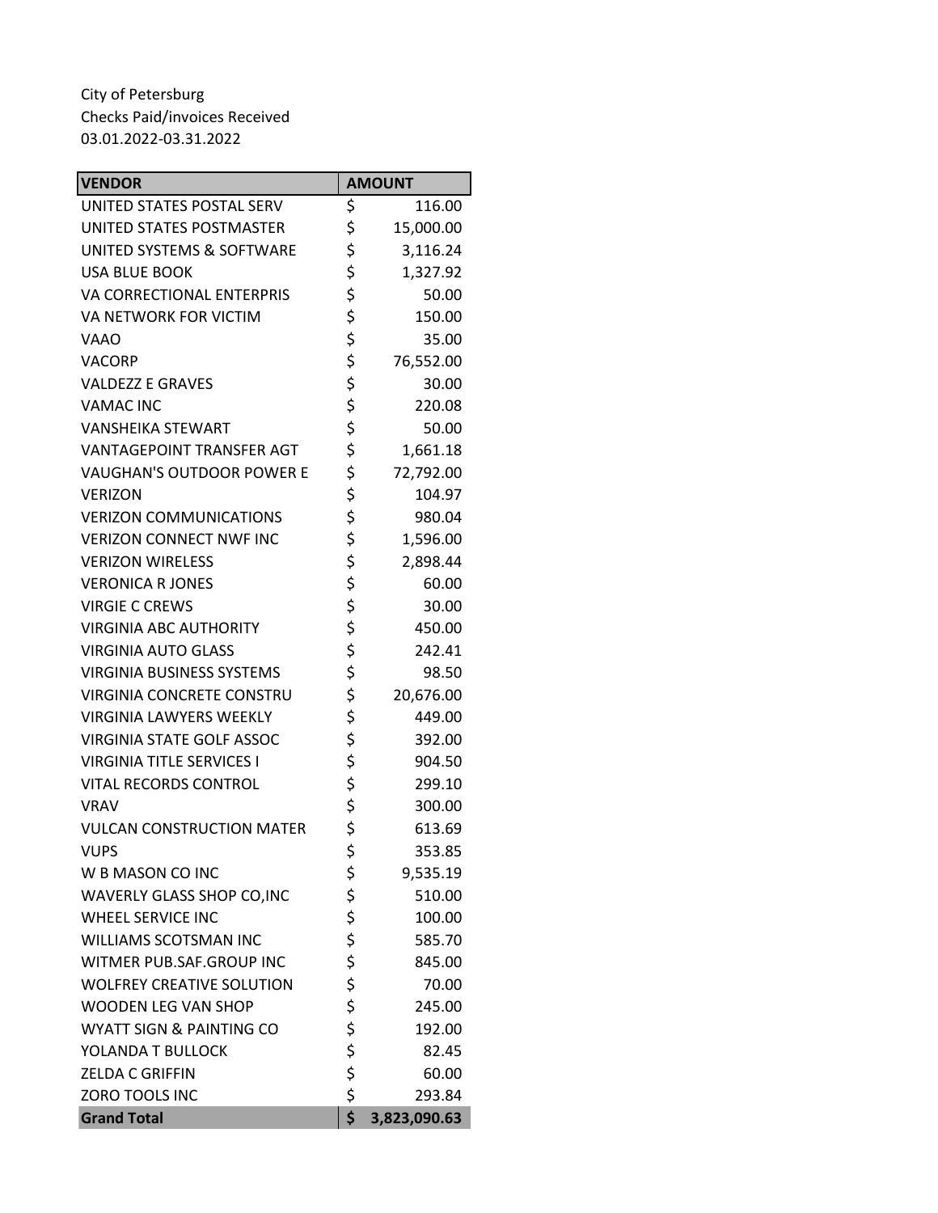City of Petersburg
Checks Paid/invoices Received
03.01.2022-03.31.2022

| VENDOR | AMOUNT |
|---|---|
| UNITED STATES POSTAL SERV | $ 116.00 |
| UNITED STATES POSTMASTER | $ 15,000.00 |
| UNITED SYSTEMS & SOFTWARE | $ 3,116.24 |
| USA BLUE BOOK | $ 1,327.92 |
| VA CORRECTIONAL ENTERPRIS | $ 50.00 |
| VA NETWORK FOR VICTIM | $ 150.00 |
| VAAO | $ 35.00 |
| VACORP | $ 76,552.00 |
| VALDEZZ E GRAVES | $ 30.00 |
| VAMAC INC | $ 220.08 |
| VANSHEIKA STEWART | $ 50.00 |
| VANTAGEPOINT TRANSFER AGT | $ 1,661.18 |
| VAUGHAN'S OUTDOOR POWER E | $ 72,792.00 |
| VERIZON | $ 104.97 |
| VERIZON COMMUNICATIONS | $ 980.04 |
| VERIZON CONNECT NWF INC | $ 1,596.00 |
| VERIZON WIRELESS | $ 2,898.44 |
| VERONICA R JONES | $ 60.00 |
| VIRGIE C CREWS | $ 30.00 |
| VIRGINIA ABC AUTHORITY | $ 450.00 |
| VIRGINIA AUTO GLASS | $ 242.41 |
| VIRGINIA BUSINESS SYSTEMS | $ 98.50 |
| VIRGINIA CONCRETE CONSTRU | $ 20,676.00 |
| VIRGINIA LAWYERS WEEKLY | $ 449.00 |
| VIRGINIA STATE GOLF ASSOC | $ 392.00 |
| VIRGINIA TITLE SERVICES I | $ 904.50 |
| VITAL RECORDS CONTROL | $ 299.10 |
| VRAV | $ 300.00 |
| VULCAN CONSTRUCTION MATER | $ 613.69 |
| VUPS | $ 353.85 |
| W B MASON CO INC | $ 9,535.19 |
| WAVERLY GLASS SHOP CO,INC | $ 510.00 |
| WHEEL SERVICE INC | $ 100.00 |
| WILLIAMS SCOTSMAN INC | $ 585.70 |
| WITMER PUB.SAF.GROUP INC | $ 845.00 |
| WOLFREY CREATIVE SOLUTION | $ 70.00 |
| WOODEN LEG VAN SHOP | $ 245.00 |
| WYATT SIGN & PAINTING CO | $ 192.00 |
| YOLANDA T BULLOCK | $ 82.45 |
| ZELDA C GRIFFIN | $ 60.00 |
| ZORO TOOLS INC | $ 293.84 |
| **Grand Total** | **$ 3,823,090.63** |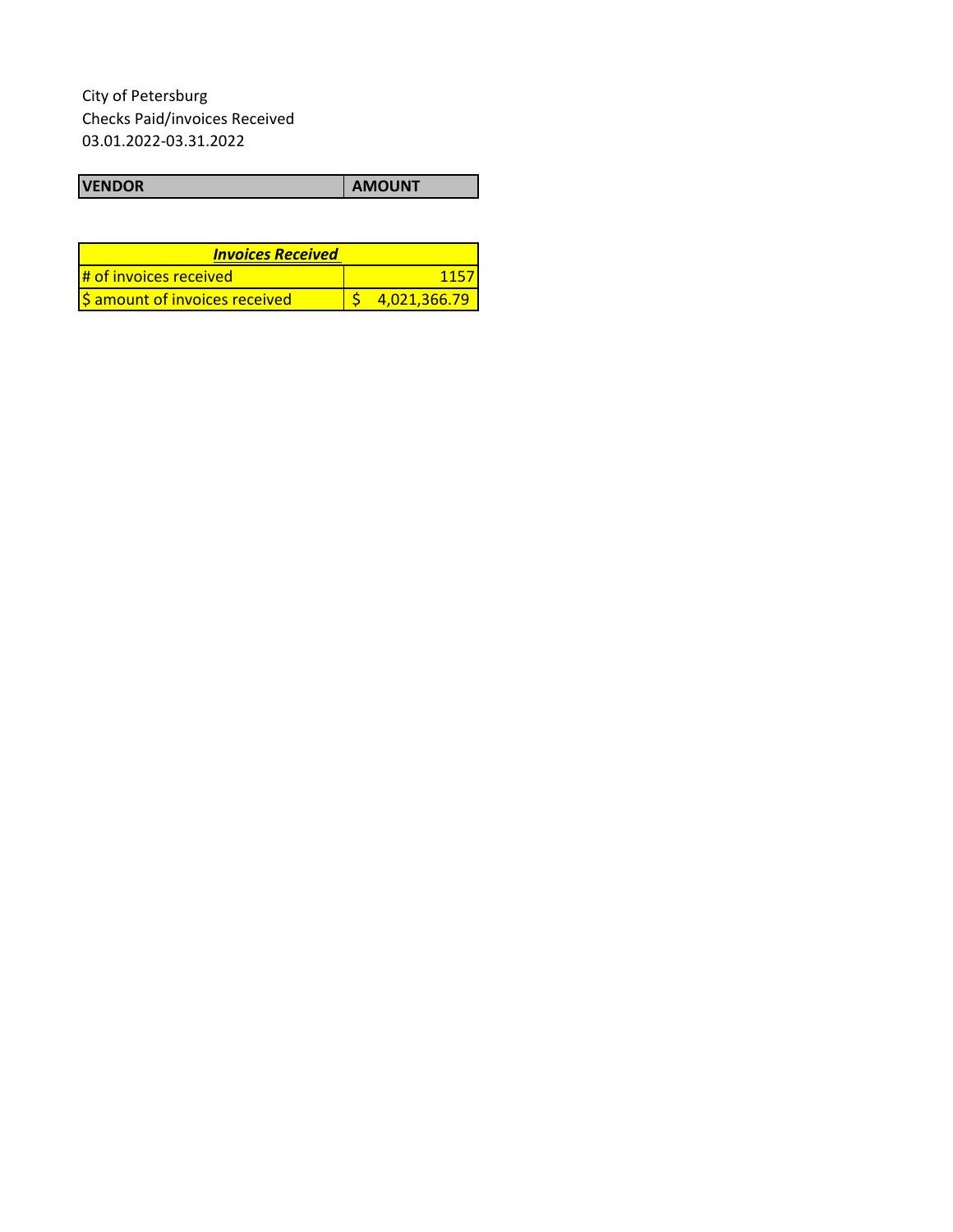City of Petersburg
Checks Paid/invoices Received
03.01.2022-03.31.2022

| VENDOR | AMOUNT |
| --- | --- |

| ***Invoices Received*** | |
| --- | --- |
| # of invoices received | 1157 |
| $ amount of invoices received | $ 4,021,366.79 |